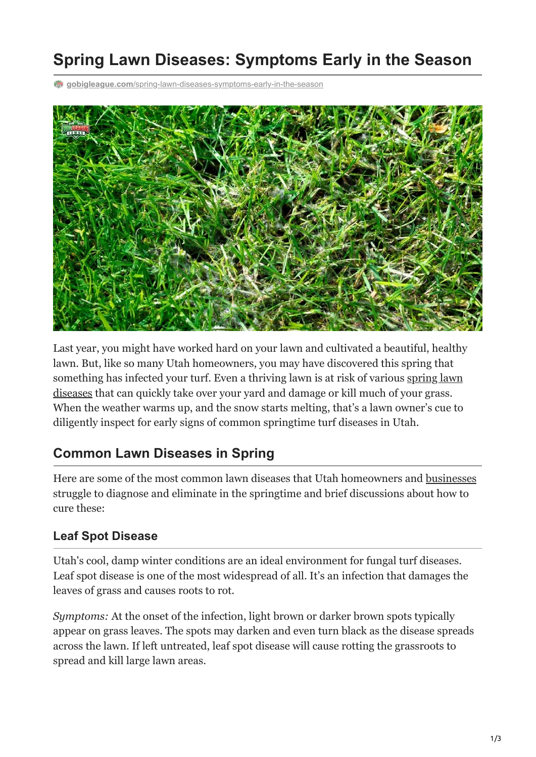# Spring Lawn Diseases: Symptoms Early in the Season

gobigleague.com/spring-lawn-diseases-symptoms-early-in-the-season

Last year, you might have worked hard on your lawn and cultivated a beautiful, healthy lawn. But, like so many Utah homeowners, you may have discovered this spring that something has infected your turf. Even a thriving lawn is at risk of various spring lawn diseases that can quickly take over your yard and damage or kill much of your grass. When the weather warms up, and the snow starts melting, that's a lawn owner's cue to diligently inspect for early signs of common springtime turf diseases in Utah.

## Common Lawn Diseases in Spring

Here are some of the most common lawn diseases that Utah homeowners and businesses struggle to diagnose and eliminate in the springtime and brief discussions about how to cure these:

### Leaf Spot Disease

Utah's cool, damp winter conditions are an ideal environment for fungal turf diseases. Leaf spot disease is one of the most widespread of all. It's an infection that damages the leaves of grass and causes roots to rot.

*Symptoms:* At the onset of the infection, light brown or darker brown spots typically appear on grass leaves. The spots may darken and even turn black as the disease spreads across the lawn. If left untreated, leaf spot disease will cause rotting the grassroots to spread and kill large lawn areas.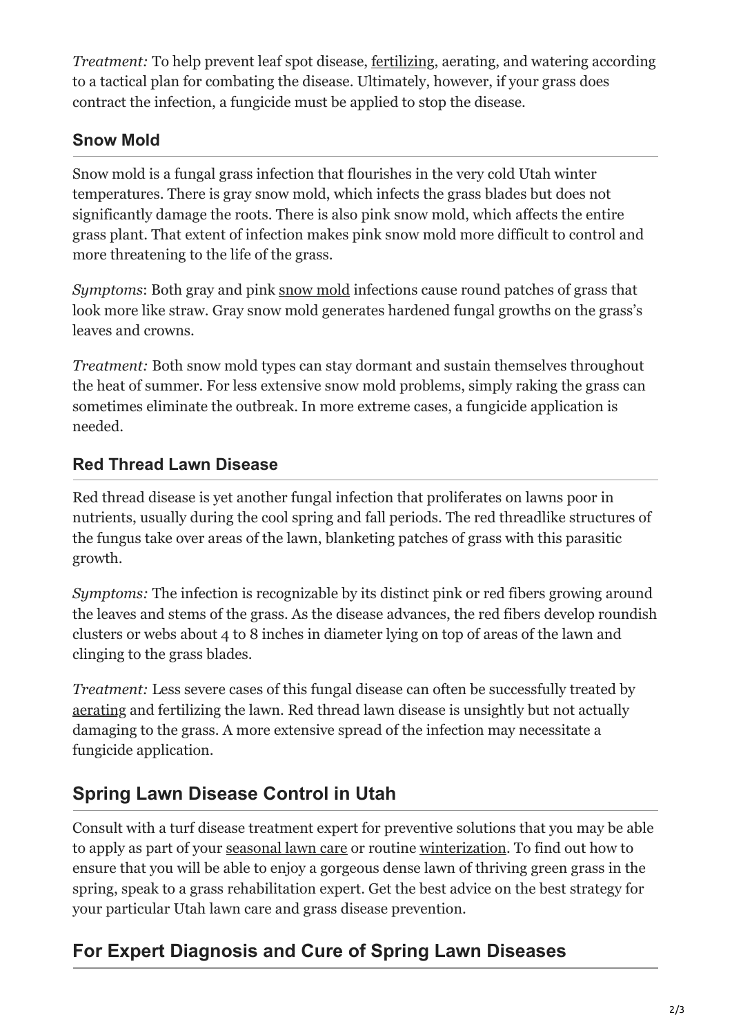*Treatment:* To help prevent leaf spot disease, fertilizing, aerating, and watering according to a tactical plan for combating the disease. Ultimately, however, if your grass does contract the infection, a fungicide must be applied to stop the disease.

### Snow Mold

Snow mold is a fungal grass infection that flourishes in the very cold Utah winter temperatures. There is gray snow mold, which infects the grass blades but does not significantly damage the roots. There is also pink snow mold, which affects the entire grass plant. That extent of infection makes pink snow mold more difficult to control and more threatening to the life of the grass.

*Symptoms*: Both gray and pink snow mold infections cause round patches of grass that look more like straw. Gray snow mold generates hardened fungal growths on the grass's leaves and crowns.

*Treatment:* Both snow mold types can stay dormant and sustain themselves throughout the heat of summer. For less extensive snow mold problems, simply raking the grass can sometimes eliminate the outbreak. In more extreme cases, a fungicide application is needed.

### Red Thread Lawn Disease

Red thread disease is yet another fungal infection that proliferates on lawns poor in nutrients, usually during the cool spring and fall periods. The red threadlike structures of the fungus take over areas of the lawn, blanketing patches of grass with this parasitic growth.

*Symptoms:* The infection is recognizable by its distinct pink or red fibers growing around the leaves and stems of the grass. As the disease advances, the red fibers develop roundish clusters or webs about 4 to 8 inches in diameter lying on top of areas of the lawn and clinging to the grass blades.

*Treatment:* Less severe cases of this fungal disease can often be successfully treated by aerating and fertilizing the lawn. Red thread lawn disease is unsightly but not actually damaging to the grass. A more extensive spread of the infection may necessitate a fungicide application.

## Spring Lawn Disease Control in Utah

Consult with a turf disease treatment expert for preventive solutions that you may be able to apply as part of your seasonal lawn care or routine winterization. To find out how to ensure that you will be able to enjoy a gorgeous dense lawn of thriving green grass in the spring, speak to a grass rehabilitation expert. Get the best advice on the best strategy for your particular Utah lawn care and grass disease prevention.

## For Expert Diagnosis and Cure of Spring Lawn Diseases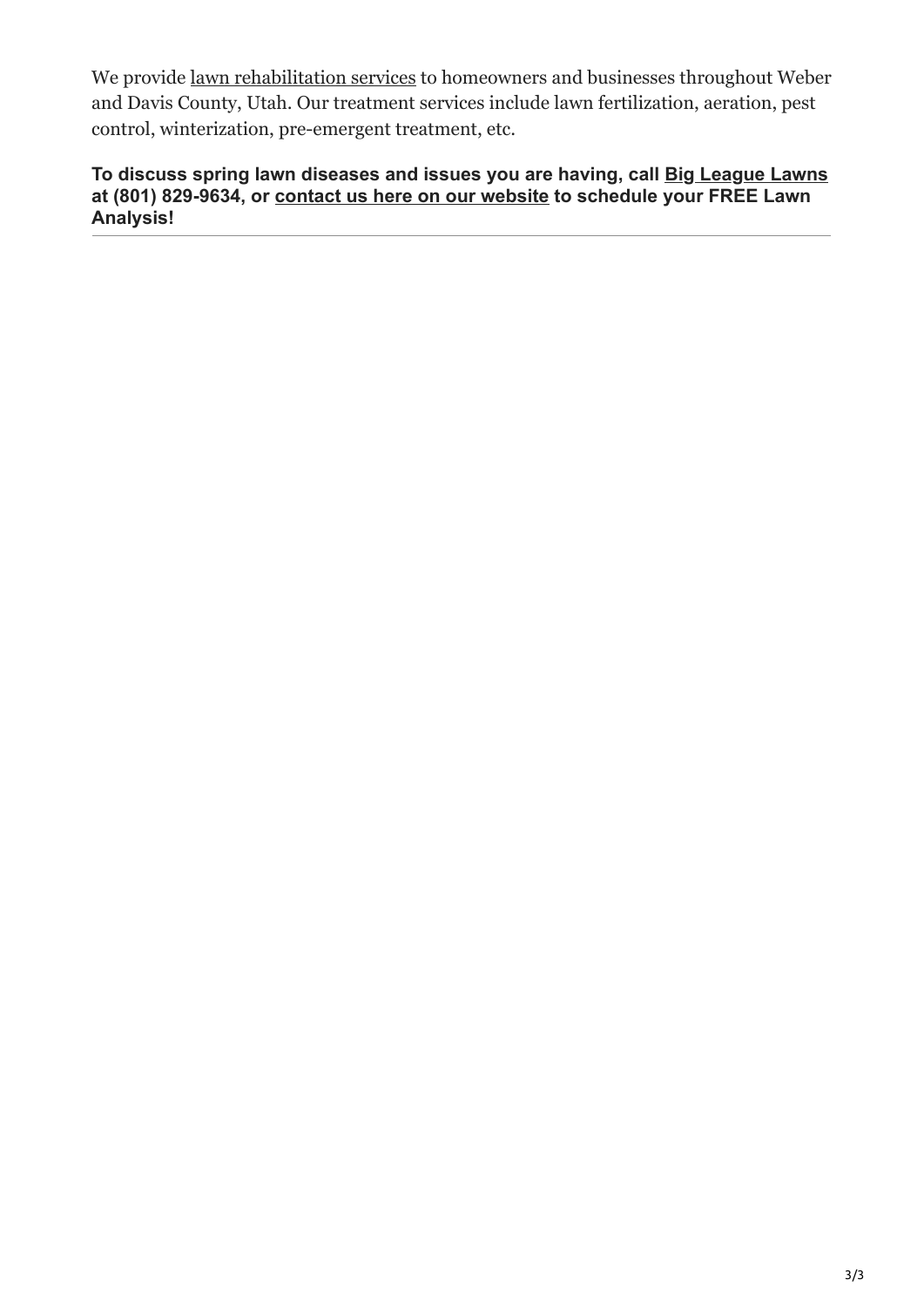We provide lawn rehabilitation services to homeowners and businesses throughout Weber and Davis County, Utah. Our treatment services include lawn fertilization, aeration, pest control, winterization, pre-emergent treatment, etc.

**To discuss spring lawn diseases and issues you are having, call Big League Lawns at (801) 829-9634, or contact us here on our website to schedule your FREE Lawn Analysis!**

---